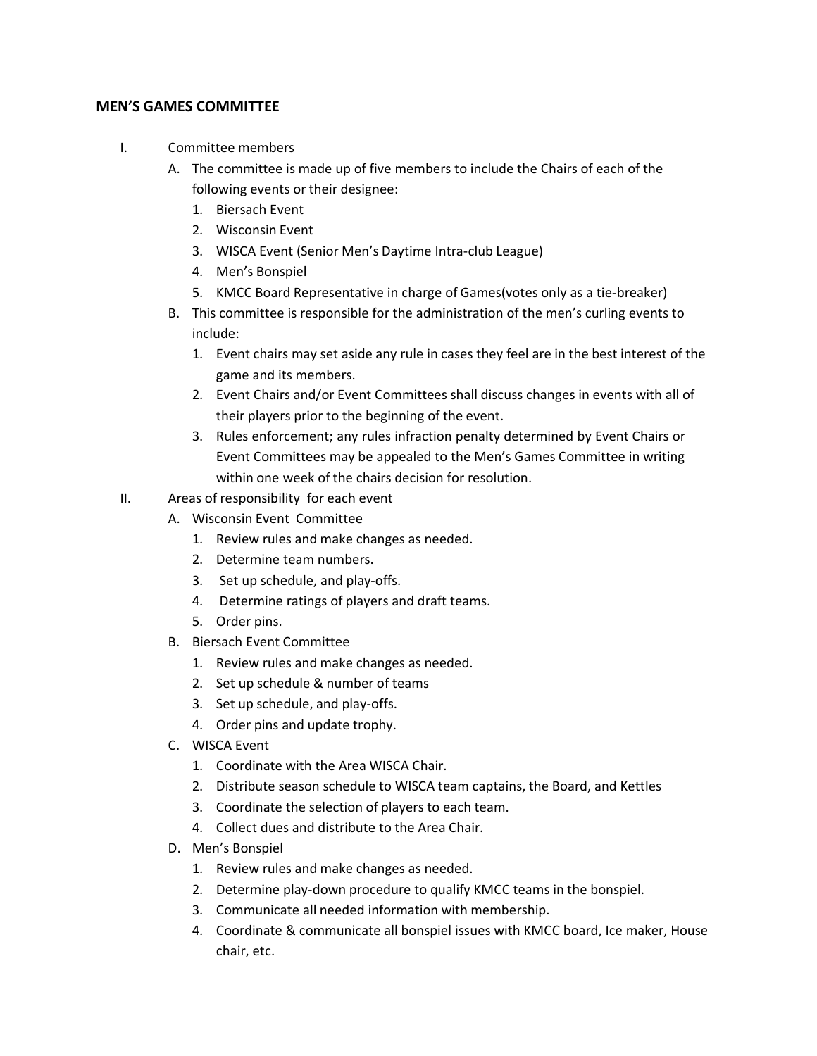## MEN'S GAMES COMMITTEE

I. Committee members
   A. The committee is made up of five members to include the Chairs of each of the following events or their designee:
      1. Biersach Event
      2. Wisconsin Event
      3. WISCA Event (Senior Men's Daytime Intra-club League)
      4. Men's Bonspiel
      5. KMCC Board Representative in charge of Games(votes only as a tie-breaker)
   B. This committee is responsible for the administration of the men's curling events to include:
      1. Event chairs may set aside any rule in cases they feel are in the best interest of the game and its members.
      2. Event Chairs and/or Event Committees shall discuss changes in events with all of their players prior to the beginning of the event.
      3. Rules enforcement; any rules infraction penalty determined by Event Chairs or Event Committees may be appealed to the Men's Games Committee in writing within one week of the chairs decision for resolution.

II. Areas of responsibility for each event
   A. Wisconsin Event Committee
      1. Review rules and make changes as needed.
      2. Determine team numbers.
      3. Set up schedule, and play-offs.
      4. Determine ratings of players and draft teams.
      5. Order pins.
   B. Biersach Event Committee
      1. Review rules and make changes as needed.
      2. Set up schedule & number of teams
      3. Set up schedule, and play-offs.
      4. Order pins and update trophy.
   C. WISCA Event
      1. Coordinate with the Area WISCA Chair.
      2. Distribute season schedule to WISCA team captains, the Board, and Kettles
      3. Coordinate the selection of players to each team.
      4. Collect dues and distribute to the Area Chair.
   D. Men's Bonspiel
      1. Review rules and make changes as needed.
      2. Determine play-down procedure to qualify KMCC teams in the bonspiel.
      3. Communicate all needed information with membership.
      4. Coordinate & communicate all bonspiel issues with KMCC board, Ice maker, House chair, etc.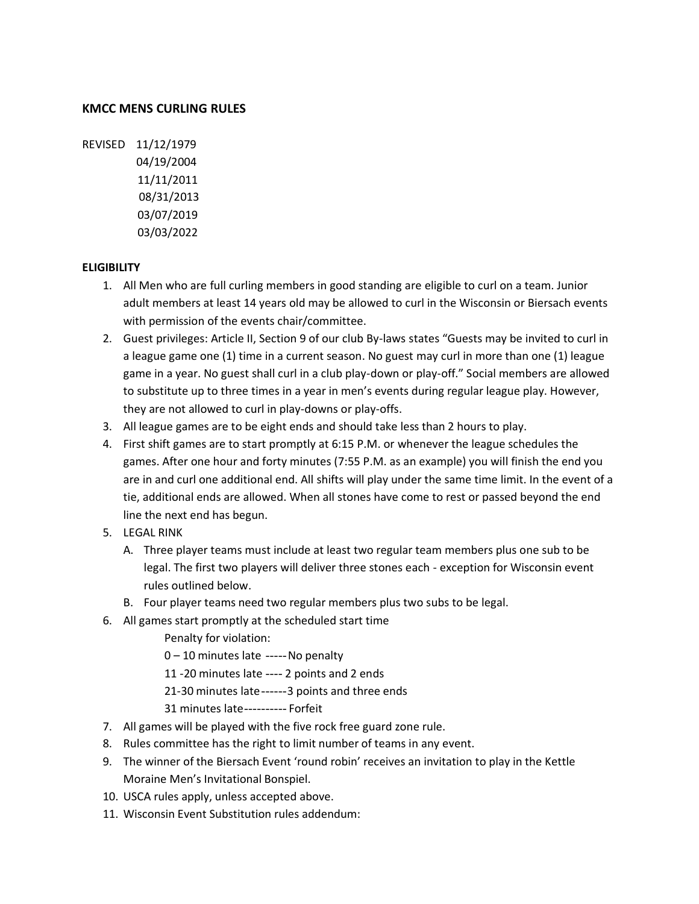**KMCC MENS CURLING RULES**

REVISED 11/12/1979
04/19/2004
11/11/2011
08/31/2013
03/07/2019
03/03/2022

**ELIGIBILITY**

1. All Men who are full curling members in good standing are eligible to curl on a team. Junior adult members at least 14 years old may be allowed to curl in the Wisconsin or Biersach events with permission of the events chair/committee.
2. Guest privileges: Article II, Section 9 of our club By-laws states "Guests may be invited to curl in a league game one (1) time in a current season. No guest may curl in more than one (1) league game in a year. No guest shall curl in a club play-down or play-off." Social members are allowed to substitute up to three times in a year in men's events during regular league play. However, they are not allowed to curl in play-downs or play-offs.
3. All league games are to be eight ends and should take less than 2 hours to play.
4. First shift games are to start promptly at 6:15 P.M. or whenever the league schedules the games. After one hour and forty minutes (7:55 P.M. as an example) you will finish the end you are in and curl one additional end. All shifts will play under the same time limit. In the event of a tie, additional ends are allowed. When all stones have come to rest or passed beyond the end line the next end has begun.
5. LEGAL RINK
   A. Three player teams must include at least two regular team members plus one sub to be legal. The first two players will deliver three stones each - exception for Wisconsin event rules outlined below.
   B. Four player teams need two regular members plus two subs to be legal.
6. All games start promptly at the scheduled start time

   Penalty for violation:

   0 – 10 minutes late -----No penalty
   11 -20 minutes late ---- 2 points and 2 ends
   21-30 minutes late------3 points and three ends
   31 minutes late----------Forfeit
7. All games will be played with the five rock free guard zone rule.
8. Rules committee has the right to limit number of teams in any event.
9. The winner of the Biersach Event 'round robin' receives an invitation to play in the Kettle Moraine Men's Invitational Bonspiel.
10. USCA rules apply, unless accepted above.
11. Wisconsin Event Substitution rules addendum: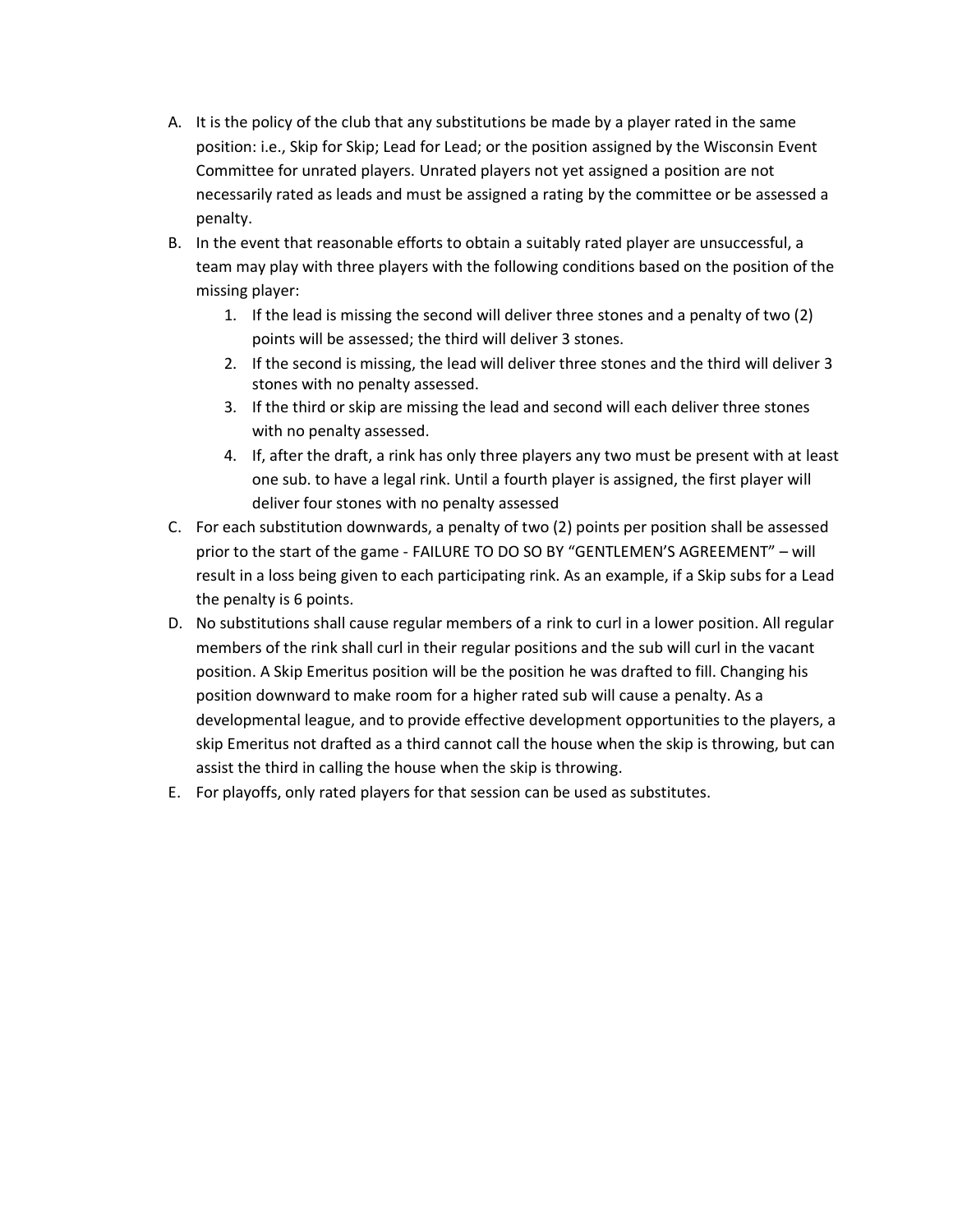A. It is the policy of the club that any substitutions be made by a player rated in the same position: i.e., Skip for Skip; Lead for Lead; or the position assigned by the Wisconsin Event Committee for unrated players. Unrated players not yet assigned a position are not necessarily rated as leads and must be assigned a rating by the committee or be assessed a penalty.

B. In the event that reasonable efforts to obtain a suitably rated player are unsuccessful, a team may play with three players with the following conditions based on the position of the missing player:
   1. If the lead is missing the second will deliver three stones and a penalty of two (2) points will be assessed; the third will deliver 3 stones.
   2. If the second is missing, the lead will deliver three stones and the third will deliver 3 stones with no penalty assessed.
   3. If the third or skip are missing the lead and second will each deliver three stones with no penalty assessed.
   4. If, after the draft, a rink has only three players any two must be present with at least one sub. to have a legal rink. Until a fourth player is assigned, the first player will deliver four stones with no penalty assessed

C. For each substitution downwards, a penalty of two (2) points per position shall be assessed prior to the start of the game - FAILURE TO DO SO BY "GENTLEMEN'S AGREEMENT" – will result in a loss being given to each participating rink. As an example, if a Skip subs for a Lead the penalty is 6 points.

D. No substitutions shall cause regular members of a rink to curl in a lower position. All regular members of the rink shall curl in their regular positions and the sub will curl in the vacant position. A Skip Emeritus position will be the position he was drafted to fill. Changing his position downward to make room for a higher rated sub will cause a penalty. As a developmental league, and to provide effective development opportunities to the players, a skip Emeritus not drafted as a third cannot call the house when the skip is throwing, but can assist the third in calling the house when the skip is throwing.

E. For playoffs, only rated players for that session can be used as substitutes.